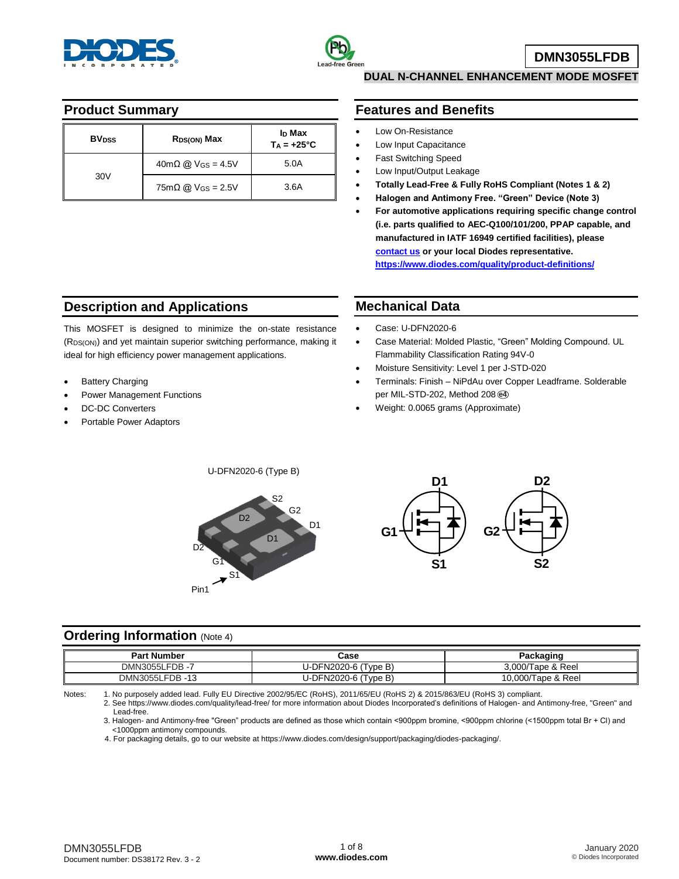# DMN3055LFDB

**DUAL N-CHANNEL ENHANCEMENT MODE MOSFET**

## Product Summary

| $BV_{DSS}$ | $R_{DS(ON)}$ Max | $I_D$ Max $T_A = +25°C$ |
|---|---|---|
| 30V | 40mΩ @ $V_{GS}$ = 4.5V | 5.0A |
| | 75mΩ @ $V_{GS}$ = 2.5V | 3.6A |

## Features and Benefits

- Low On-Resistance
- Low Input Capacitance
- Fast Switching Speed
- Low Input/Output Leakage
- **Totally Lead-Free & Fully RoHS Compliant (Notes 1 & 2)**
- **Halogen and Antimony Free. "Green" Device (Note 3)**
- **For automotive applications requiring specific change control (i.e. parts qualified to AEC-Q100/101/200, PPAP capable, and manufactured in IATF 16949 certified facilities), please contact us or your local Diodes representative.** **https://www.diodes.com/quality/product-definitions/**

## Description and Applications

This MOSFET is designed to minimize the on-state resistance ($R_{DS(ON)}$) and yet maintain superior switching performance, making it ideal for high efficiency power management applications.

- Battery Charging
- Power Management Functions
- DC-DC Converters
- Portable Power Adaptors

## Mechanical Data

- Case: U-DFN2020-6
- Case Material: Molded Plastic, "Green" Molding Compound. UL Flammability Classification Rating 94V-0
- Moisture Sensitivity: Level 1 per J-STD-020
- Terminals: Finish – NiPdAu over Copper Leadframe. Solderable per MIL-STD-202, Method 208 ⓔ4
- Weight: 0.0065 grams (Approximate)

U-DFN2020-6 (Type B)

## Ordering Information (Note 4)

| Part Number | Case | Packaging |
|---|---|---|
| DMN3055LFDB -7 | U-DFN2020-6 (Type B) | 3,000/Tape & Reel |
| DMN3055LFDB -13 | U-DFN2020-6 (Type B) | 10,000/Tape & Reel |

Notes:
1. No purposely added lead. Fully EU Directive 2002/95/EC (RoHS), 2011/65/EU (RoHS 2) & 2015/863/EU (RoHS 3) compliant.
2. See https://www.diodes.com/quality/lead-free/ for more information about Diodes Incorporated's definitions of Halogen- and Antimony-free, "Green" and Lead-free.
3. Halogen- and Antimony-free "Green" products are defined as those which contain <900ppm bromine, <900ppm chlorine (<1500ppm total Br + Cl) and <1000ppm antimony compounds.
4. For packaging details, go to our website at https://www.diodes.com/design/support/packaging/diodes-packaging/.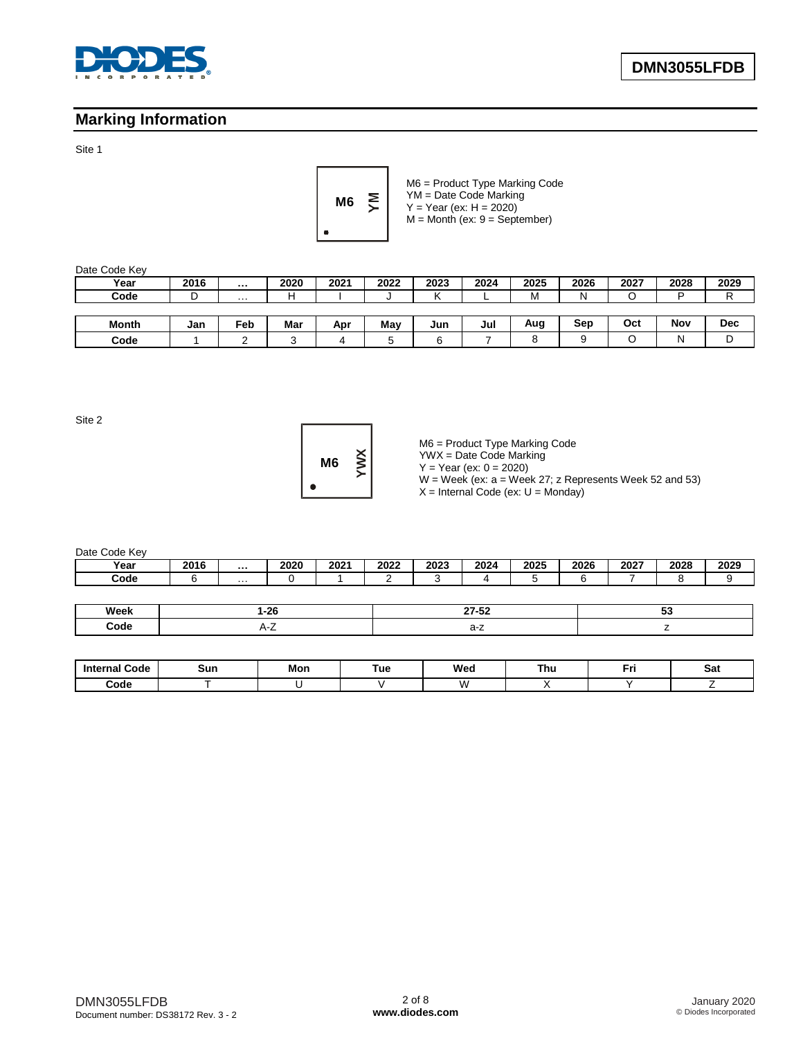## Marking Information

Site 1

M6 YM

M6 = Product Type Marking Code
YM = Date Code Marking
Y = Year (ex: H = 2020)
M = Month (ex: 9 = September)

Date Code Key

| Year | 2016 | … | 2020 | 2021 | 2022 | 2023 | 2024 | 2025 | 2026 | 2027 | 2028 | 2029 |
|---|---|---|---|---|---|---|---|---|---|---|---|---|
| Code | D | … | H | I | J | K | L | M | N | O | P | R |

| Month | Jan | Feb | Mar | Apr | May | Jun | Jul | Aug | Sep | Oct | Nov | Dec |
|---|---|---|---|---|---|---|---|---|---|---|---|---|
| Code | 1 | 2 | 3 | 4 | 5 | 6 | 7 | 8 | 9 | O | N | D |

Site 2

M6 YWX

M6 = Product Type Marking Code
YWX = Date Code Marking
Y = Year (ex: 0 = 2020)
W = Week (ex: a = Week 27; z Represents Week 52 and 53)
X = Internal Code (ex: U = Monday)

Date Code Key

| Year | 2016 | … | 2020 | 2021 | 2022 | 2023 | 2024 | 2025 | 2026 | 2027 | 2028 | 2029 |
|---|---|---|---|---|---|---|---|---|---|---|---|---|
| Code | 6 | … | 0 | 1 | 2 | 3 | 4 | 5 | 6 | 7 | 8 | 9 |

| Week | 1-26 | 27-52 | 53 |
|---|---|---|---|
| Code | A-Z | a-z | z |

| Internal Code | Sun | Mon | Tue | Wed | Thu | Fri | Sat |
|---|---|---|---|---|---|---|---|
| Code | T | U | V | W | X | Y | Z |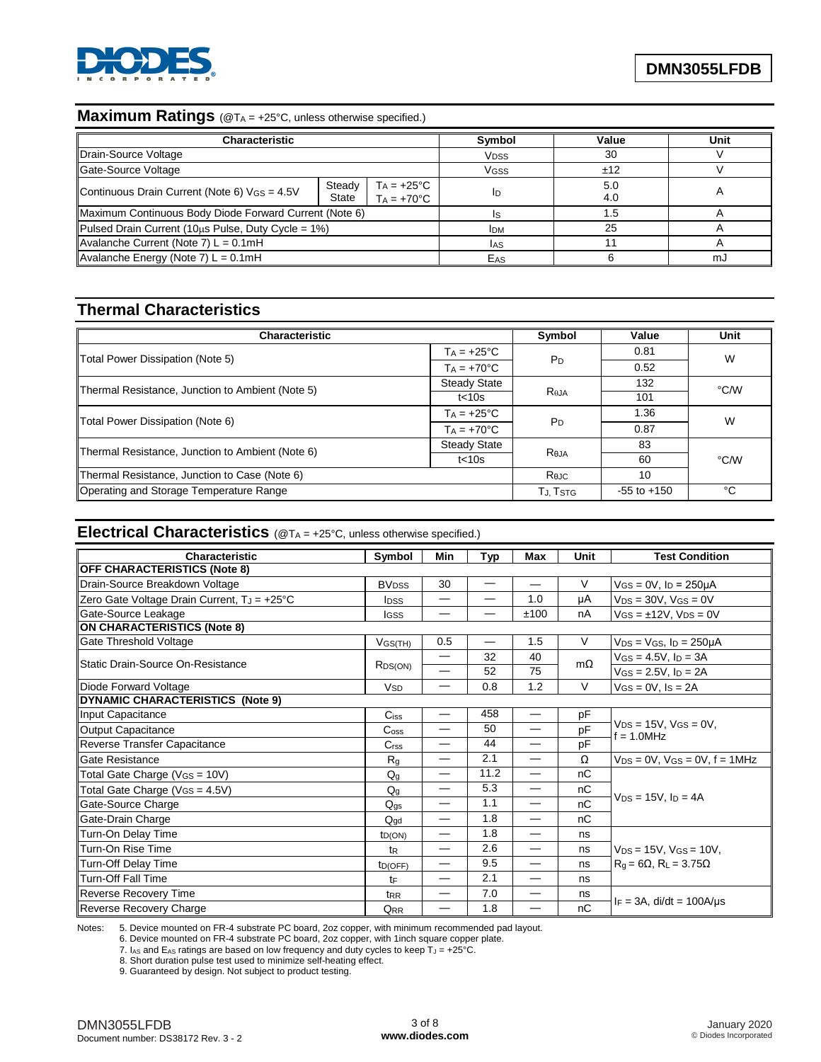## Maximum Ratings (@$T_A$ = +25°C, unless otherwise specified.)

| Characteristic | | | Symbol | Value | Unit |
|---|---|---|---|---|---|
| Drain-Source Voltage | | | $V_{DSS}$ | 30 | V |
| Gate-Source Voltage | | | $V_{GSS}$ | ±12 | V |
| Continuous Drain Current (Note 6) $V_{GS}$ = 4.5V | Steady State | $T_A$ = +25°C | $I_D$ | 5.0 | A |
| | | $T_A$ = +70°C | | 4.0 | |
| Maximum Continuous Body Diode Forward Current (Note 6) | | | $I_S$ | 1.5 | A |
| Pulsed Drain Current (10µs Pulse, Duty Cycle = 1%) | | | $I_{DM}$ | 25 | A |
| Avalanche Current (Note 7) L = 0.1mH | | | $I_{AS}$ | 11 | A |
| Avalanche Energy (Note 7) L = 0.1mH | | | $E_{AS}$ | 6 | mJ |

## Thermal Characteristics

| Characteristic | | Symbol | Value | Unit |
|---|---|---|---|---|
| Total Power Dissipation (Note 5) | $T_A$ = +25°C | $P_D$ | 0.81 | W |
| | $T_A$ = +70°C | | 0.52 | |
| Thermal Resistance, Junction to Ambient (Note 5) | Steady State | $R_{θJA}$ | 132 | °C/W |
| | t<10s | | 101 | |
| Total Power Dissipation (Note 6) | $T_A$ = +25°C | $P_D$ | 1.36 | W |
| | $T_A$ = +70°C | | 0.87 | |
| Thermal Resistance, Junction to Ambient (Note 6) | Steady State | $R_{θJA}$ | 83 | °C/W |
| | t<10s | | 60 | |
| Thermal Resistance, Junction to Case (Note 6) | | $R_{θJC}$ | 10 | |
| Operating and Storage Temperature Range | | $T_J$, $T_{STG}$ | -55 to +150 | °C |

## Electrical Characteristics (@$T_A$ = +25°C, unless otherwise specified.)

| Characteristic | Symbol | Min | Typ | Max | Unit | Test Condition |
|---|---|---|---|---|---|---|
| **OFF CHARACTERISTICS (Note 8)** | | | | | | |
| Drain-Source Breakdown Voltage | $BV_{DSS}$ | 30 | — | — | V | $V_{GS}$ = 0V, $I_D$ = 250µA |
| Zero Gate Voltage Drain Current, $T_J$ = +25°C | $I_{DSS}$ | — | — | 1.0 | µA | $V_{DS}$ = 30V, $V_{GS}$ = 0V |
| Gate-Source Leakage | $I_{GSS}$ | — | — | ±100 | nA | $V_{GS}$ = ±12V, $V_{DS}$ = 0V |
| **ON CHARACTERISTICS (Note 8)** | | | | | | |
| Gate Threshold Voltage | $V_{GS(TH)}$ | 0.5 | — | 1.5 | V | $V_{DS}$ = $V_{GS}$, $I_D$ = 250µA |
| Static Drain-Source On-Resistance | $R_{DS(ON)}$ | — | 32 | 40 | mΩ | $V_{GS}$ = 4.5V, $I_D$ = 3A |
| | | — | 52 | 75 | | $V_{GS}$ = 2.5V, $I_D$ = 2A |
| Diode Forward Voltage | $V_{SD}$ | — | 0.8 | 1.2 | V | $V_{GS}$ = 0V, $I_S$ = 2A |
| **DYNAMIC CHARACTERISTICS (Note 9)** | | | | | | |
| Input Capacitance | $C_{iss}$ | — | 458 | — | pF | $V_{DS}$ = 15V, $V_{GS}$ = 0V, f = 1.0MHz |
| Output Capacitance | $C_{oss}$ | — | 50 | — | pF | |
| Reverse Transfer Capacitance | $C_{rss}$ | — | 44 | — | pF | |
| Gate Resistance | $R_g$ | — | 2.1 | — | Ω | $V_{DS}$ = 0V, $V_{GS}$ = 0V, f = 1MHz |
| Total Gate Charge ($V_{GS}$ = 10V) | $Q_g$ | — | 11.2 | — | nC | $V_{DS}$ = 15V, $I_D$ = 4A |
| Total Gate Charge ($V_{GS}$ = 4.5V) | $Q_g$ | — | 5.3 | — | nC | |
| Gate-Source Charge | $Q_{gs}$ | — | 1.1 | — | nC | |
| Gate-Drain Charge | $Q_{gd}$ | — | 1.8 | — | nC | |
| Turn-On Delay Time | $t_{D(ON)}$ | — | 1.8 | — | ns | $V_{DS}$ = 15V, $V_{GS}$ = 10V, $R_g$ = 6Ω, $R_L$ = 3.75Ω |
| Turn-On Rise Time | $t_R$ | — | 2.6 | — | ns | |
| Turn-Off Delay Time | $t_{D(OFF)}$ | — | 9.5 | — | ns | |
| Turn-Off Fall Time | $t_F$ | — | 2.1 | — | ns | |
| Reverse Recovery Time | $t_{RR}$ | — | 7.0 | — | ns | $I_F$ = 3A, di/dt = 100A/µs |
| Reverse Recovery Charge | $Q_{RR}$ | — | 1.8 | — | nC | |

Notes:
5. Device mounted on FR-4 substrate PC board, 2oz copper, with minimum recommended pad layout.
6. Device mounted on FR-4 substrate PC board, 2oz copper, with 1inch square copper plate.
7. $I_{AS}$ and $E_{AS}$ ratings are based on low frequency and duty cycles to keep $T_J$ = +25°C.
8. Short duration pulse test used to minimize self-heating effect.
9. Guaranteed by design. Not subject to product testing.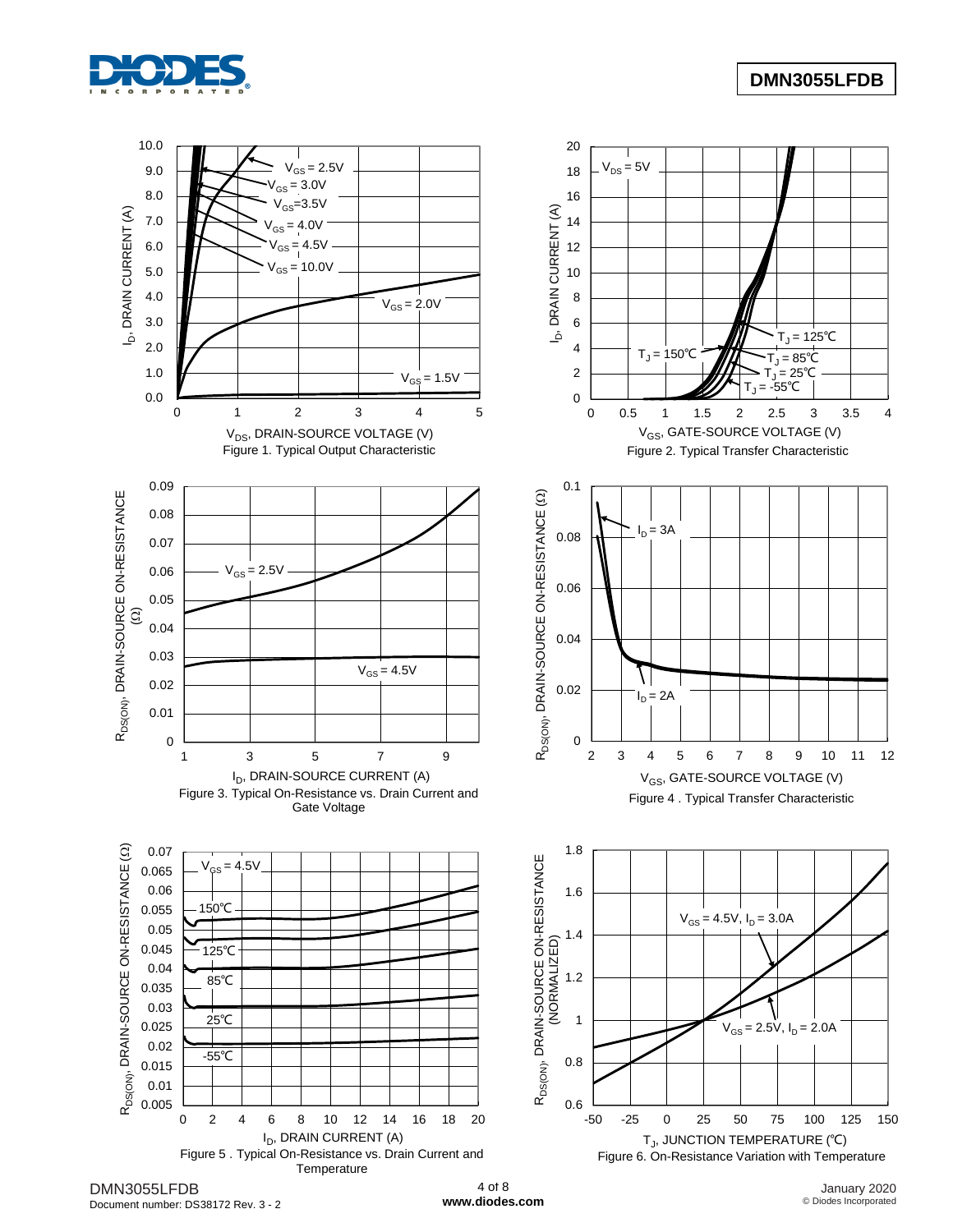Figure 1. Typical Output Characteristic

Figure 2. Typical Transfer Characteristic

Figure 3. Typical On-Resistance vs. Drain Current and Gate Voltage

Figure 4 . Typical Transfer Characteristic

Figure 5 . Typical On-Resistance vs. Drain Current and Temperature

Figure 6. On-Resistance Variation with Temperature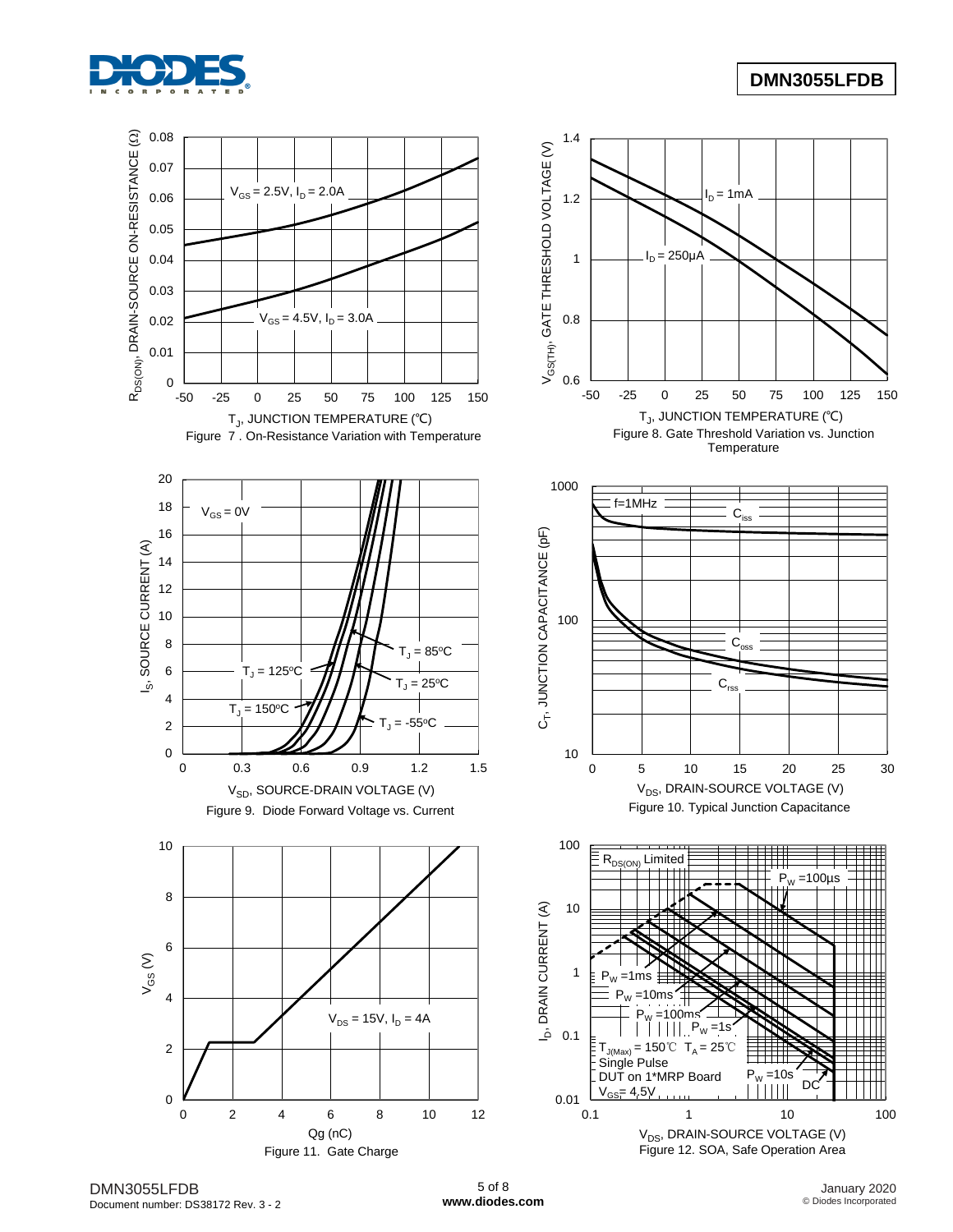Figure 7 . On-Resistance Variation with Temperature

Figure 8. Gate Threshold Variation vs. Junction Temperature

Figure 9. Diode Forward Voltage vs. Current

Figure 10. Typical Junction Capacitance

Figure 11. Gate Charge

Figure 12. SOA, Safe Operation Area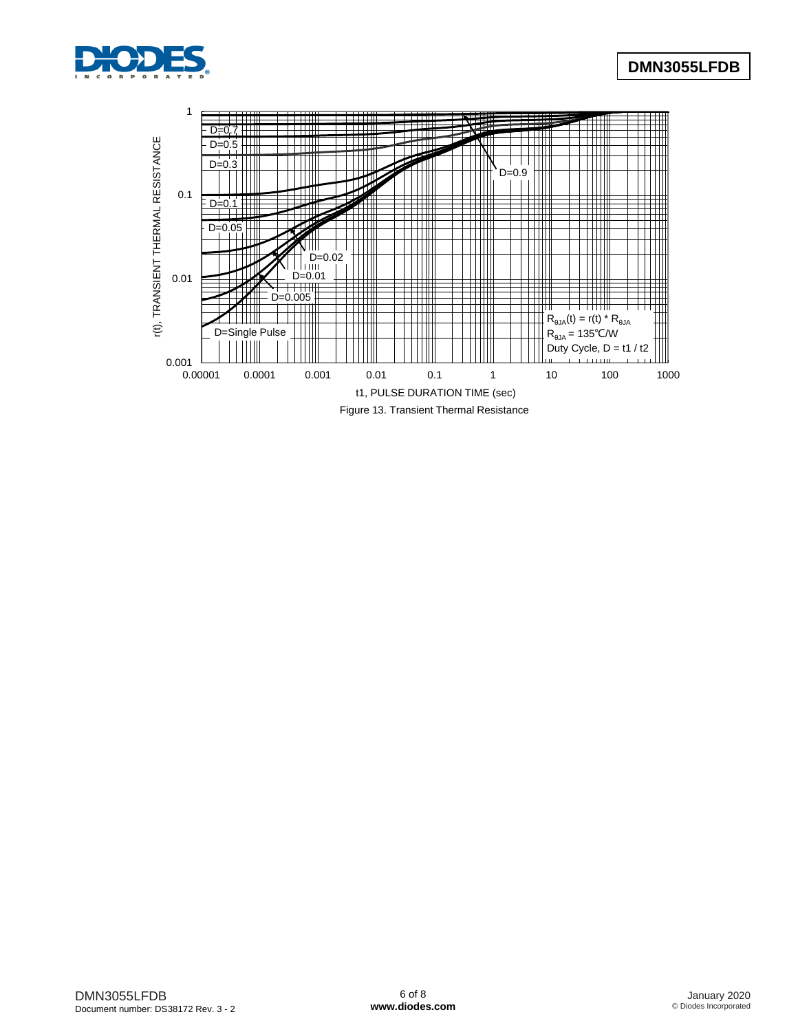Figure 13. Transient Thermal Resistance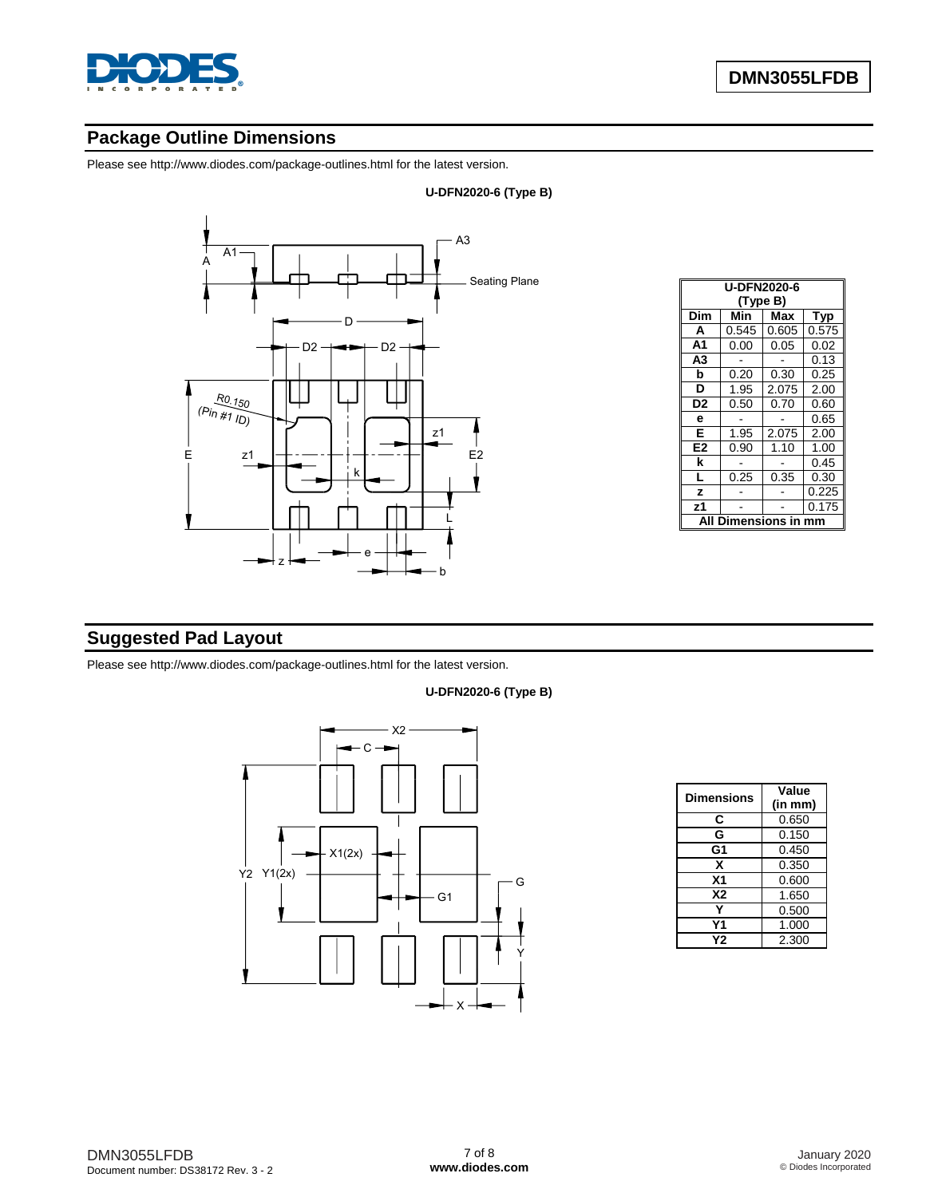## Package Outline Dimensions

Please see http://www.diodes.com/package-outlines.html for the latest version.

**U-DFN2020-6 (Type B)**

| U-DFN2020-6 (Type B) | | | |
|---|---|---|---|
| **Dim** | **Min** | **Max** | **Typ** |
| **A** | 0.545 | 0.605 | 0.575 |
| **A1** | 0.00 | 0.05 | 0.02 |
| **A3** | - | - | 0.13 |
| **b** | 0.20 | 0.30 | 0.25 |
| **D** | 1.95 | 2.075 | 2.00 |
| **D2** | 0.50 | 0.70 | 0.60 |
| **e** | - | - | 0.65 |
| **E** | 1.95 | 2.075 | 2.00 |
| **E2** | 0.90 | 1.10 | 1.00 |
| **k** | - | - | 0.45 |
| **L** | 0.25 | 0.35 | 0.30 |
| **z** | - | - | 0.225 |
| **z1** | - | - | 0.175 |
| **All Dimensions in mm** | | | |

## Suggested Pad Layout

Please see http://www.diodes.com/package-outlines.html for the latest version.

**U-DFN2020-6 (Type B)**

| Dimensions | Value (in mm) |
|---|---|
| **C** | 0.650 |
| **G** | 0.150 |
| **G1** | 0.450 |
| **X** | 0.350 |
| **X1** | 0.600 |
| **X2** | 1.650 |
| **Y** | 0.500 |
| **Y1** | 1.000 |
| **Y2** | 2.300 |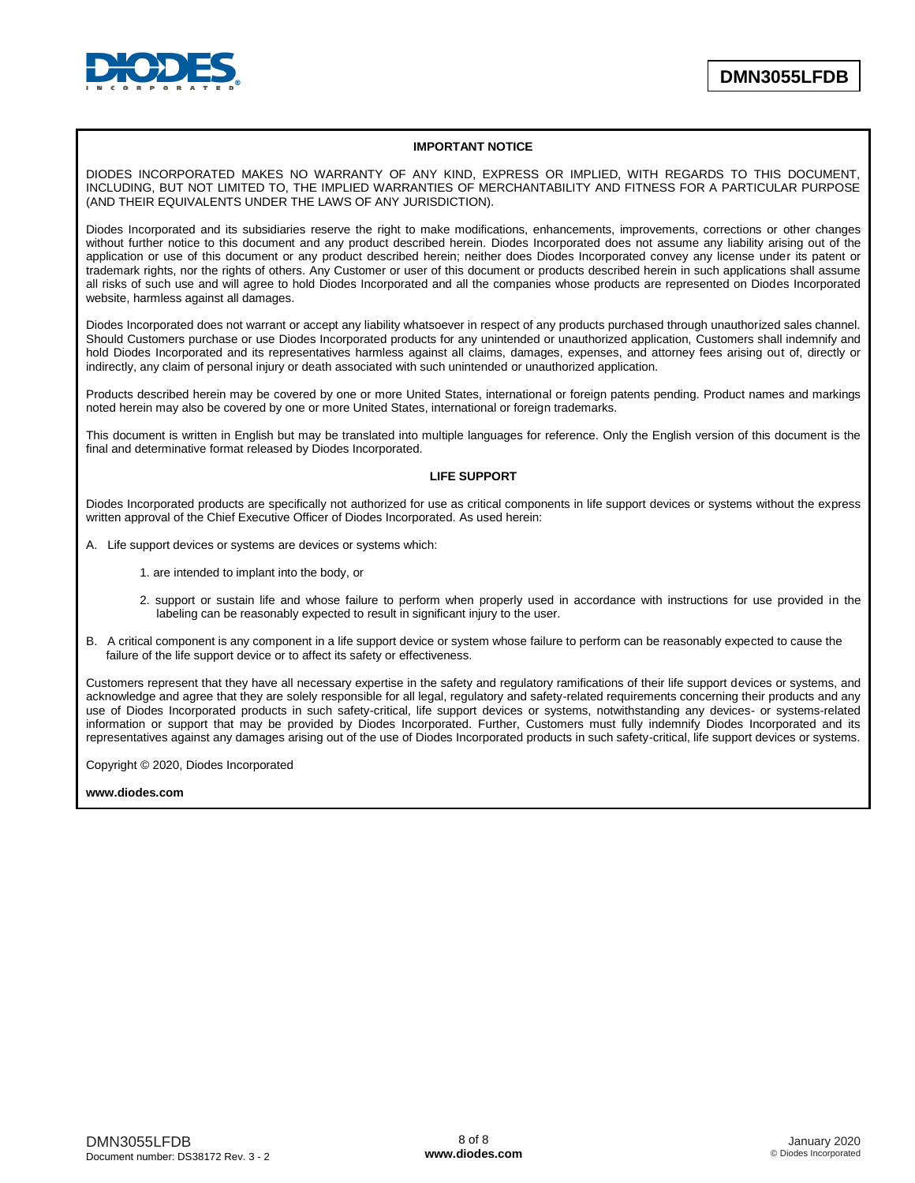## IMPORTANT NOTICE

DIODES INCORPORATED MAKES NO WARRANTY OF ANY KIND, EXPRESS OR IMPLIED, WITH REGARDS TO THIS DOCUMENT, INCLUDING, BUT NOT LIMITED TO, THE IMPLIED WARRANTIES OF MERCHANTABILITY AND FITNESS FOR A PARTICULAR PURPOSE (AND THEIR EQUIVALENTS UNDER THE LAWS OF ANY JURISDICTION).

Diodes Incorporated and its subsidiaries reserve the right to make modifications, enhancements, improvements, corrections or other changes without further notice to this document and any product described herein. Diodes Incorporated does not assume any liability arising out of the application or use of this document or any product described herein; neither does Diodes Incorporated convey any license under its patent or trademark rights, nor the rights of others. Any Customer or user of this document or products described herein in such applications shall assume all risks of such use and will agree to hold Diodes Incorporated and all the companies whose products are represented on Diodes Incorporated website, harmless against all damages.

Diodes Incorporated does not warrant or accept any liability whatsoever in respect of any products purchased through unauthorized sales channel. Should Customers purchase or use Diodes Incorporated products for any unintended or unauthorized application, Customers shall indemnify and hold Diodes Incorporated and its representatives harmless against all claims, damages, expenses, and attorney fees arising out of, directly or indirectly, any claim of personal injury or death associated with such unintended or unauthorized application.

Products described herein may be covered by one or more United States, international or foreign patents pending. Product names and markings noted herein may also be covered by one or more United States, international or foreign trademarks.

This document is written in English but may be translated into multiple languages for reference. Only the English version of this document is the final and determinative format released by Diodes Incorporated.

## LIFE SUPPORT

Diodes Incorporated products are specifically not authorized for use as critical components in life support devices or systems without the express written approval of the Chief Executive Officer of Diodes Incorporated. As used herein:

A. Life support devices or systems are devices or systems which:

   1. are intended to implant into the body, or

   2. support or sustain life and whose failure to perform when properly used in accordance with instructions for use provided in the labeling can be reasonably expected to result in significant injury to the user.

B. A critical component is any component in a life support device or system whose failure to perform can be reasonably expected to cause the failure of the life support device or to affect its safety or effectiveness.

Customers represent that they have all necessary expertise in the safety and regulatory ramifications of their life support devices or systems, and acknowledge and agree that they are solely responsible for all legal, regulatory and safety-related requirements concerning their products and any use of Diodes Incorporated products in such safety-critical, life support devices or systems, notwithstanding any devices- or systems-related information or support that may be provided by Diodes Incorporated. Further, Customers must fully indemnify Diodes Incorporated and its representatives against any damages arising out of the use of Diodes Incorporated products in such safety-critical, life support devices or systems.

Copyright © 2020, Diodes Incorporated

**www.diodes.com**